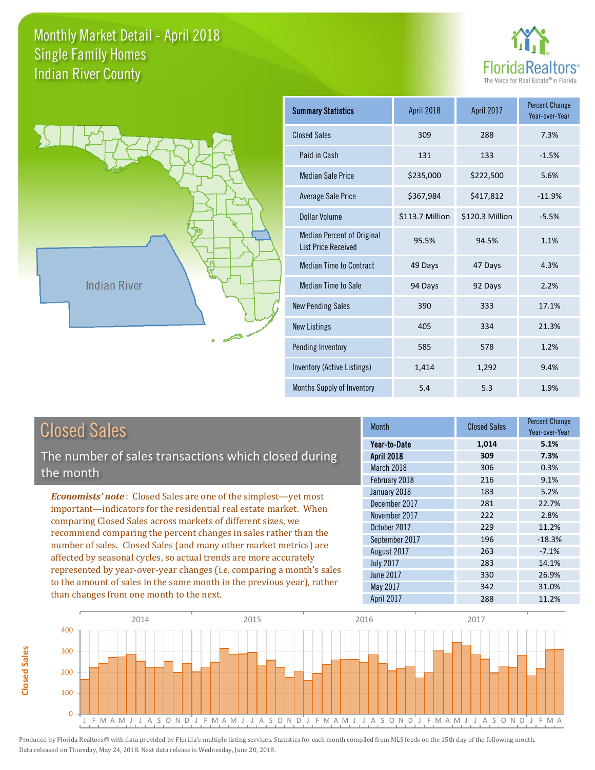# Monthly Market Detail - April 2018
## Single Family Homes
## Indian River County

FloridaRealtors®
The Voice for Real Estate® in Florida

Indian River

| Summary Statistics | April 2018 | April 2017 | Percent Change Year-over-Year |
|---|---|---|---|
| Closed Sales | 309 | 288 | 7.3% |
| Paid in Cash | 131 | 133 | -1.5% |
| Median Sale Price | $235,000 | $222,500 | 5.6% |
| Average Sale Price | $367,984 | $417,812 | -11.9% |
| Dollar Volume | $113.7 Million | $120.3 Million | -5.5% |
| Median Percent of Original List Price Received | 95.5% | 94.5% | 1.1% |
| Median Time to Contract | 49 Days | 47 Days | 4.3% |
| Median Time to Sale | 94 Days | 92 Days | 2.2% |
| New Pending Sales | 390 | 333 | 17.1% |
| New Listings | 405 | 334 | 21.3% |
| Pending Inventory | 585 | 578 | 1.2% |
| Inventory (Active Listings) | 1,414 | 1,292 | 9.4% |
| Months Supply of Inventory | 5.4 | 5.3 | 1.9% |

## Closed Sales

The number of sales transactions which closed during the month

***Economists' note***: Closed Sales are one of the simplest—yet most important—indicators for the residential real estate market. When comparing Closed Sales across markets of different sizes, we recommend comparing the percent changes in sales rather than the number of sales. Closed Sales (and many other market metrics) are affected by seasonal cycles, so actual trends are more accurately represented by year-over-year changes (i.e. comparing a month's sales to the amount of sales in the same month in the previous year), rather than changes from one month to the next.

| Month | Closed Sales | Percent Change Year-over-Year |
|---|---|---|
| **Year-to-Date** | **1,014** | **5.1%** |
| **April 2018** | **309** | **7.3%** |
| March 2018 | 306 | 0.3% |
| February 2018 | 216 | 9.1% |
| January 2018 | 183 | 5.2% |
| December 2017 | 281 | 22.7% |
| November 2017 | 222 | 2.8% |
| October 2017 | 229 | 11.2% |
| September 2017 | 196 | -18.3% |
| August 2017 | 263 | -7.1% |
| July 2017 | 283 | 14.1% |
| June 2017 | 330 | 26.9% |
| May 2017 | 342 | 31.0% |
| April 2017 | 288 | 11.2% |

Produced by Florida Realtors® with data provided by Florida's multiple listing services. Statistics for each month compiled from MLS feeds on the 15th day of the following month. Data released on Thursday, May 24, 2018. Next data release is Wednesday, June 20, 2018.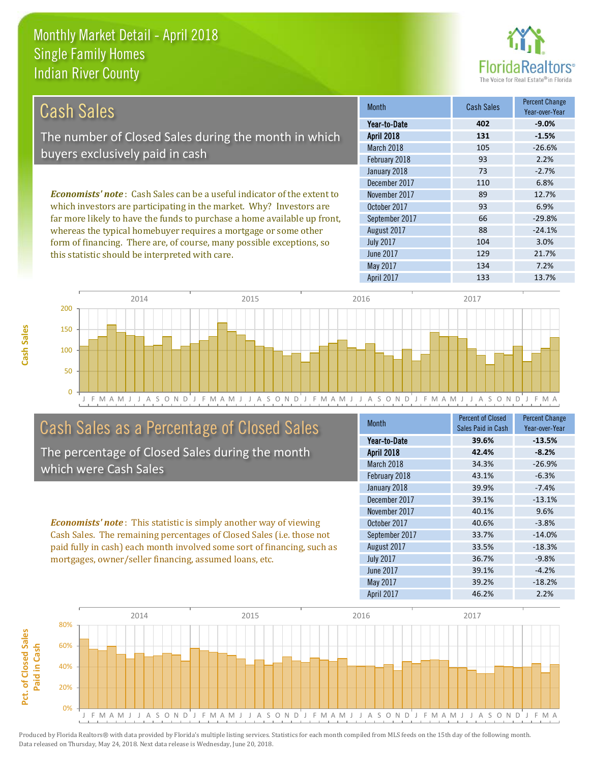# Monthly Market Detail - April 2018
## Single Family Homes
## Indian River County

## Cash Sales

The number of Closed Sales during the month in which buyers exclusively paid in cash

***Economists' note***: Cash Sales can be a useful indicator of the extent to which investors are participating in the market. Why? Investors are far more likely to have the funds to purchase a home available up front, whereas the typical homebuyer requires a mortgage or some other form of financing. There are, of course, many possible exceptions, so this statistic should be interpreted with care.

| Month | Cash Sales | Percent Change Year-over-Year |
|---|---|---|
| **Year-to-Date** | **402** | **-9.0%** |
| **April 2018** | **131** | **-1.5%** |
| March 2018 | 105 | -26.6% |
| February 2018 | 93 | 2.2% |
| January 2018 | 73 | -2.7% |
| December 2017 | 110 | 6.8% |
| November 2017 | 89 | 12.7% |
| October 2017 | 93 | 6.9% |
| September 2017 | 66 | -29.8% |
| August 2017 | 88 | -24.1% |
| July 2017 | 104 | 3.0% |
| June 2017 | 129 | 21.7% |
| May 2017 | 134 | 7.2% |
| April 2017 | 133 | 13.7% |

## Cash Sales as a Percentage of Closed Sales

The percentage of Closed Sales during the month which were Cash Sales

***Economists' note***: This statistic is simply another way of viewing Cash Sales. The remaining percentages of Closed Sales (i.e. those not paid fully in cash) each month involved some sort of financing, such as mortgages, owner/seller financing, assumed loans, etc.

| Month | Percent of Closed Sales Paid in Cash | Percent Change Year-over-Year |
|---|---|---|
| **Year-to-Date** | **39.6%** | **-13.5%** |
| **April 2018** | **42.4%** | **-8.2%** |
| March 2018 | 34.3% | -26.9% |
| February 2018 | 43.1% | -6.3% |
| January 2018 | 39.9% | -7.4% |
| December 2017 | 39.1% | -13.1% |
| November 2017 | 40.1% | 9.6% |
| October 2017 | 40.6% | -3.8% |
| September 2017 | 33.7% | -14.0% |
| August 2017 | 33.5% | -18.3% |
| July 2017 | 36.7% | -9.8% |
| June 2017 | 39.1% | -4.2% |
| May 2017 | 39.2% | -18.2% |
| April 2017 | 46.2% | 2.2% |

Produced by Florida Realtors® with data provided by Florida's multiple listing services. Statistics for each month compiled from MLS feeds on the 15th day of the following month. Data released on Thursday, May 24, 2018. Next data release is Wednesday, June 20, 2018.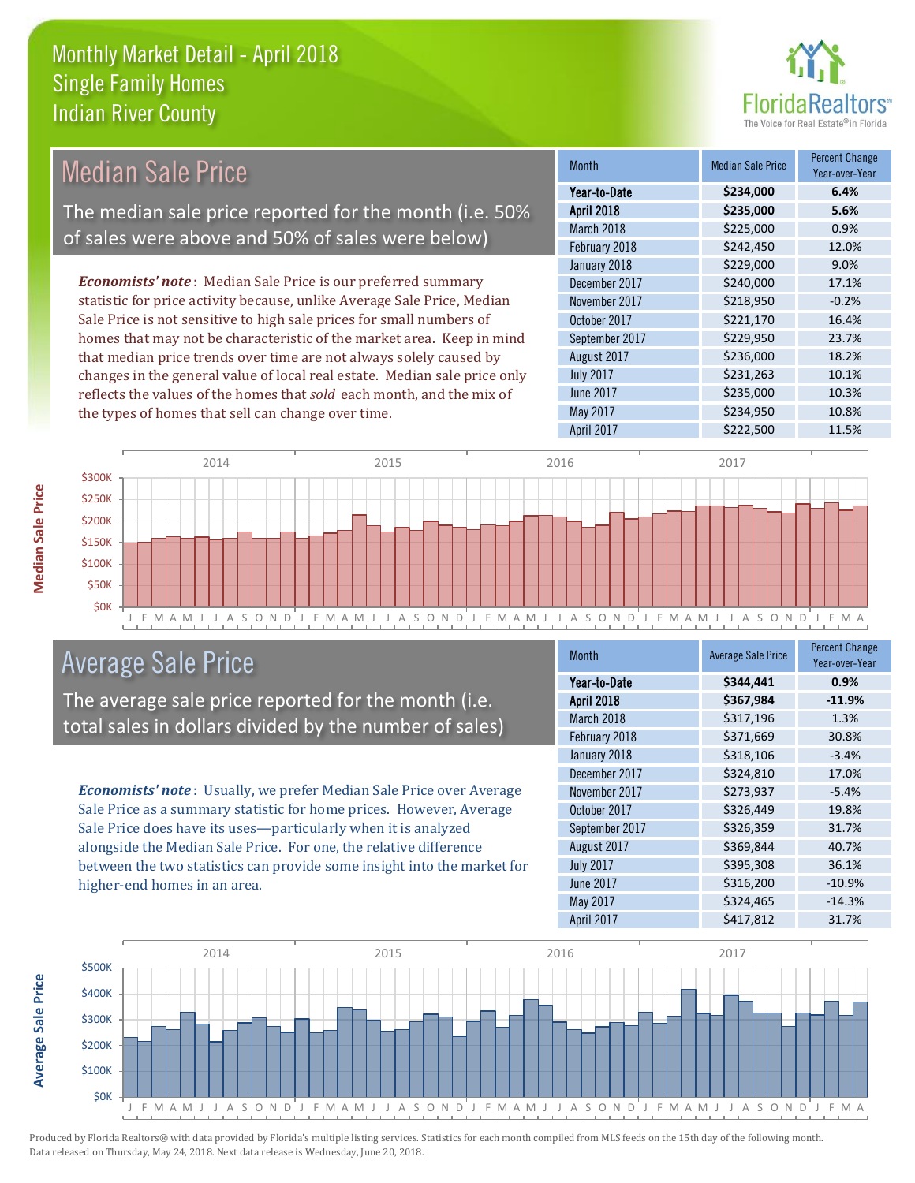# Monthly Market Detail - April 2018
## Single Family Homes
## Indian River County

## Median Sale Price

The median sale price reported for the month (i.e. 50% of sales were above and 50% of sales were below)

***Economists' note***: Median Sale Price is our preferred summary statistic for price activity because, unlike Average Sale Price, Median Sale Price is not sensitive to high sale prices for small numbers of homes that may not be characteristic of the market area. Keep in mind that median price trends over time are not always solely caused by changes in the general value of local real estate. Median sale price only reflects the values of the homes that *sold* each month, and the mix of the types of homes that sell can change over time.

| Month | Median Sale Price | Percent Change Year-over-Year |
|---|---|---|
| **Year-to-Date** | **$234,000** | **6.4%** |
| **April 2018** | **$235,000** | **5.6%** |
| March 2018 | $225,000 | 0.9% |
| February 2018 | $242,450 | 12.0% |
| January 2018 | $229,000 | 9.0% |
| December 2017 | $240,000 | 17.1% |
| November 2017 | $218,950 | -0.2% |
| October 2017 | $221,170 | 16.4% |
| September 2017 | $229,950 | 23.7% |
| August 2017 | $236,000 | 18.2% |
| July 2017 | $231,263 | 10.1% |
| June 2017 | $235,000 | 10.3% |
| May 2017 | $234,950 | 10.8% |
| April 2017 | $222,500 | 11.5% |

## Average Sale Price

The average sale price reported for the month (i.e. total sales in dollars divided by the number of sales)

***Economists' note***: Usually, we prefer Median Sale Price over Average Sale Price as a summary statistic for home prices. However, Average Sale Price does have its uses—particularly when it is analyzed alongside the Median Sale Price. For one, the relative difference between the two statistics can provide some insight into the market for higher-end homes in an area.

| Month | Average Sale Price | Percent Change Year-over-Year |
|---|---|---|
| **Year-to-Date** | **$344,441** | **0.9%** |
| **April 2018** | **$367,984** | **-11.9%** |
| March 2018 | $317,196 | 1.3% |
| February 2018 | $371,669 | 30.8% |
| January 2018 | $318,106 | -3.4% |
| December 2017 | $324,810 | 17.0% |
| November 2017 | $273,937 | -5.4% |
| October 2017 | $326,449 | 19.8% |
| September 2017 | $326,359 | 31.7% |
| August 2017 | $369,844 | 40.7% |
| July 2017 | $395,308 | 36.1% |
| June 2017 | $316,200 | -10.9% |
| May 2017 | $324,465 | -14.3% |
| April 2017 | $417,812 | 31.7% |

Produced by Florida Realtors® with data provided by Florida's multiple listing services. Statistics for each month compiled from MLS feeds on the 15th day of the following month. Data released on Thursday, May 24, 2018. Next data release is Wednesday, June 20, 2018.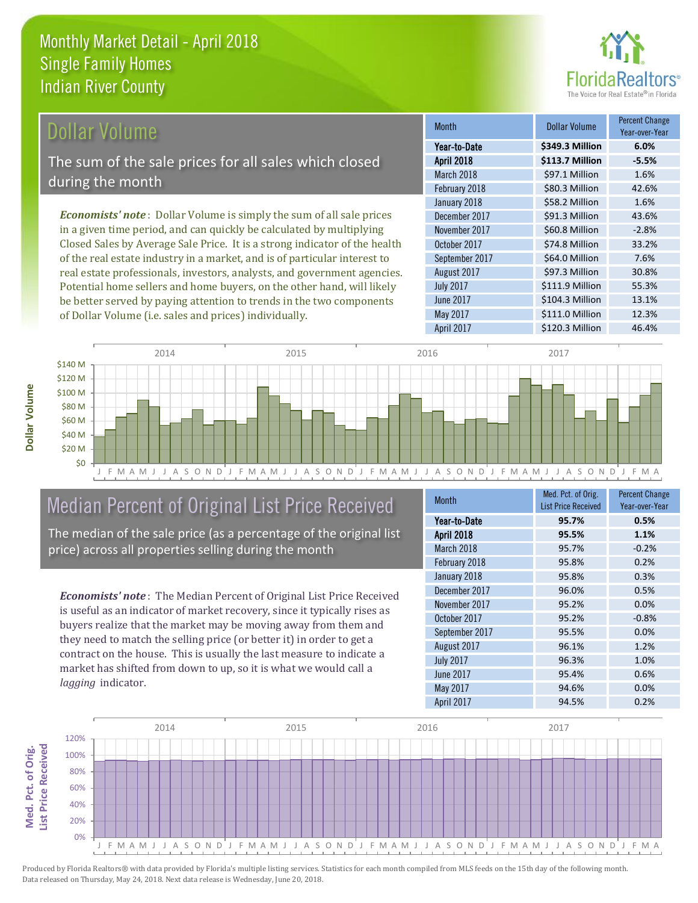# Monthly Market Detail - April 2018
## Single Family Homes
## Indian River County

## Dollar Volume

The sum of the sale prices for all sales which closed during the month

*Economists' note*: Dollar Volume is simply the sum of all sale prices in a given time period, and can quickly be calculated by multiplying Closed Sales by Average Sale Price. It is a strong indicator of the health of the real estate industry in a market, and is of particular interest to real estate professionals, investors, analysts, and government agencies. Potential home sellers and home buyers, on the other hand, will likely be better served by paying attention to trends in the two components of Dollar Volume (i.e. sales and prices) individually.

| Month | Dollar Volume | Percent Change Year-over-Year |
|---|---|---|
| **Year-to-Date** | **$349.3 Million** | **6.0%** |
| **April 2018** | **$113.7 Million** | **-5.5%** |
| March 2018 | $97.1 Million | 1.6% |
| February 2018 | $80.3 Million | 42.6% |
| January 2018 | $58.2 Million | 1.6% |
| December 2017 | $91.3 Million | 43.6% |
| November 2017 | $60.8 Million | -2.8% |
| October 2017 | $74.8 Million | 33.2% |
| September 2017 | $64.0 Million | 7.6% |
| August 2017 | $97.3 Million | 30.8% |
| July 2017 | $111.9 Million | 55.3% |
| June 2017 | $104.3 Million | 13.1% |
| May 2017 | $111.0 Million | 12.3% |
| April 2017 | $120.3 Million | 46.4% |

## Median Percent of Original List Price Received

The median of the sale price (as a percentage of the original list price) across all properties selling during the month

*Economists' note*: The Median Percent of Original List Price Received is useful as an indicator of market recovery, since it typically rises as buyers realize that the market may be moving away from them and they need to match the selling price (or better it) in order to get a contract on the house. This is usually the last measure to indicate a market has shifted from down to up, so it is what we would call a *lagging* indicator.

| Month | Med. Pct. of Orig. List Price Received | Percent Change Year-over-Year |
|---|---|---|
| **Year-to-Date** | **95.7%** | **0.5%** |
| **April 2018** | **95.5%** | **1.1%** |
| March 2018 | 95.7% | -0.2% |
| February 2018 | 95.8% | 0.2% |
| January 2018 | 95.8% | 0.3% |
| December 2017 | 96.0% | 0.5% |
| November 2017 | 95.2% | 0.0% |
| October 2017 | 95.2% | -0.8% |
| September 2017 | 95.5% | 0.0% |
| August 2017 | 96.1% | 1.2% |
| July 2017 | 96.3% | 1.0% |
| June 2017 | 95.4% | 0.6% |
| May 2017 | 94.6% | 0.0% |
| April 2017 | 94.5% | 0.2% |

Produced by Florida Realtors® with data provided by Florida's multiple listing services. Statistics for each month compiled from MLS feeds on the 15th day of the following month. Data released on Thursday, May 24, 2018. Next data release is Wednesday, June 20, 2018.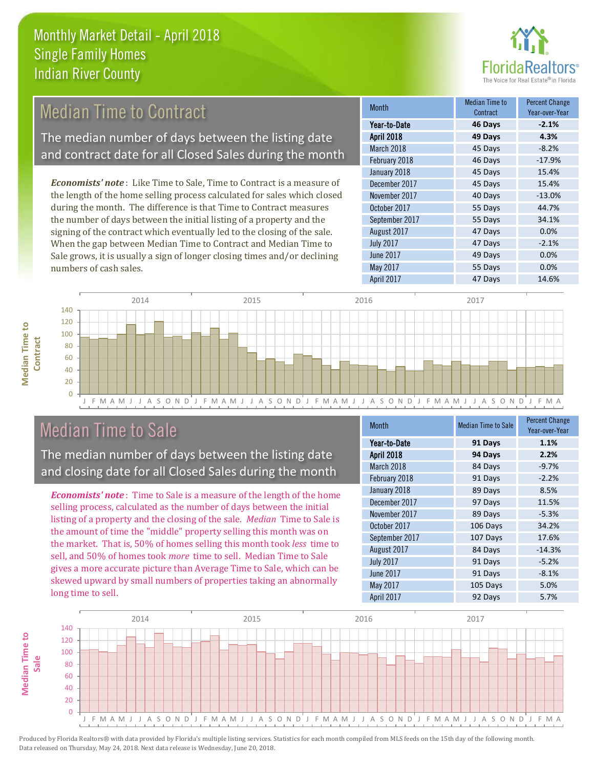# Monthly Market Detail - April 2018
## Single Family Homes
## Indian River County

## Median Time to Contract

The median number of days between the listing date and contract date for all Closed Sales during the month

*Economists' note*: Like Time to Sale, Time to Contract is a measure of the length of the home selling process calculated for sales which closed during the month. The difference is that Time to Contract measures the number of days between the initial listing of a property and the signing of the contract which eventually led to the closing of the sale. When the gap between Median Time to Contract and Median Time to Sale grows, it is usually a sign of longer closing times and/or declining numbers of cash sales.

| Month | Median Time to Contract | Percent Change Year-over-Year |
|---|---|---|
| **Year-to-Date** | **46 Days** | **-2.1%** |
| **April 2018** | **49 Days** | **4.3%** |
| March 2018 | 45 Days | -8.2% |
| February 2018 | 46 Days | -17.9% |
| January 2018 | 45 Days | 15.4% |
| December 2017 | 45 Days | 15.4% |
| November 2017 | 40 Days | -13.0% |
| October 2017 | 55 Days | 44.7% |
| September 2017 | 55 Days | 34.1% |
| August 2017 | 47 Days | 0.0% |
| July 2017 | 47 Days | -2.1% |
| June 2017 | 49 Days | 0.0% |
| May 2017 | 55 Days | 0.0% |
| April 2017 | 47 Days | 14.6% |

## Median Time to Sale

The median number of days between the listing date and closing date for all Closed Sales during the month

*Economists' note*: Time to Sale is a measure of the length of the home selling process, calculated as the number of days between the initial listing of a property and the closing of the sale. *Median* Time to Sale is the amount of time the "middle" property selling this month was on the market. That is, 50% of homes selling this month took *less* time to sell, and 50% of homes took *more* time to sell. Median Time to Sale gives a more accurate picture than Average Time to Sale, which can be skewed upward by small numbers of properties taking an abnormally long time to sell.

| Month | Median Time to Sale | Percent Change Year-over-Year |
|---|---|---|
| **Year-to-Date** | **91 Days** | **1.1%** |
| **April 2018** | **94 Days** | **2.2%** |
| March 2018 | 84 Days | -9.7% |
| February 2018 | 91 Days | -2.2% |
| January 2018 | 89 Days | 8.5% |
| December 2017 | 97 Days | 11.5% |
| November 2017 | 89 Days | -5.3% |
| October 2017 | 106 Days | 34.2% |
| September 2017 | 107 Days | 17.6% |
| August 2017 | 84 Days | -14.3% |
| July 2017 | 91 Days | -5.2% |
| June 2017 | 91 Days | -8.1% |
| May 2017 | 105 Days | 5.0% |
| April 2017 | 92 Days | 5.7% |

Produced by Florida Realtors® with data provided by Florida's multiple listing services. Statistics for each month compiled from MLS feeds on the 15th day of the following month. Data released on Thursday, May 24, 2018. Next data release is Wednesday, June 20, 2018.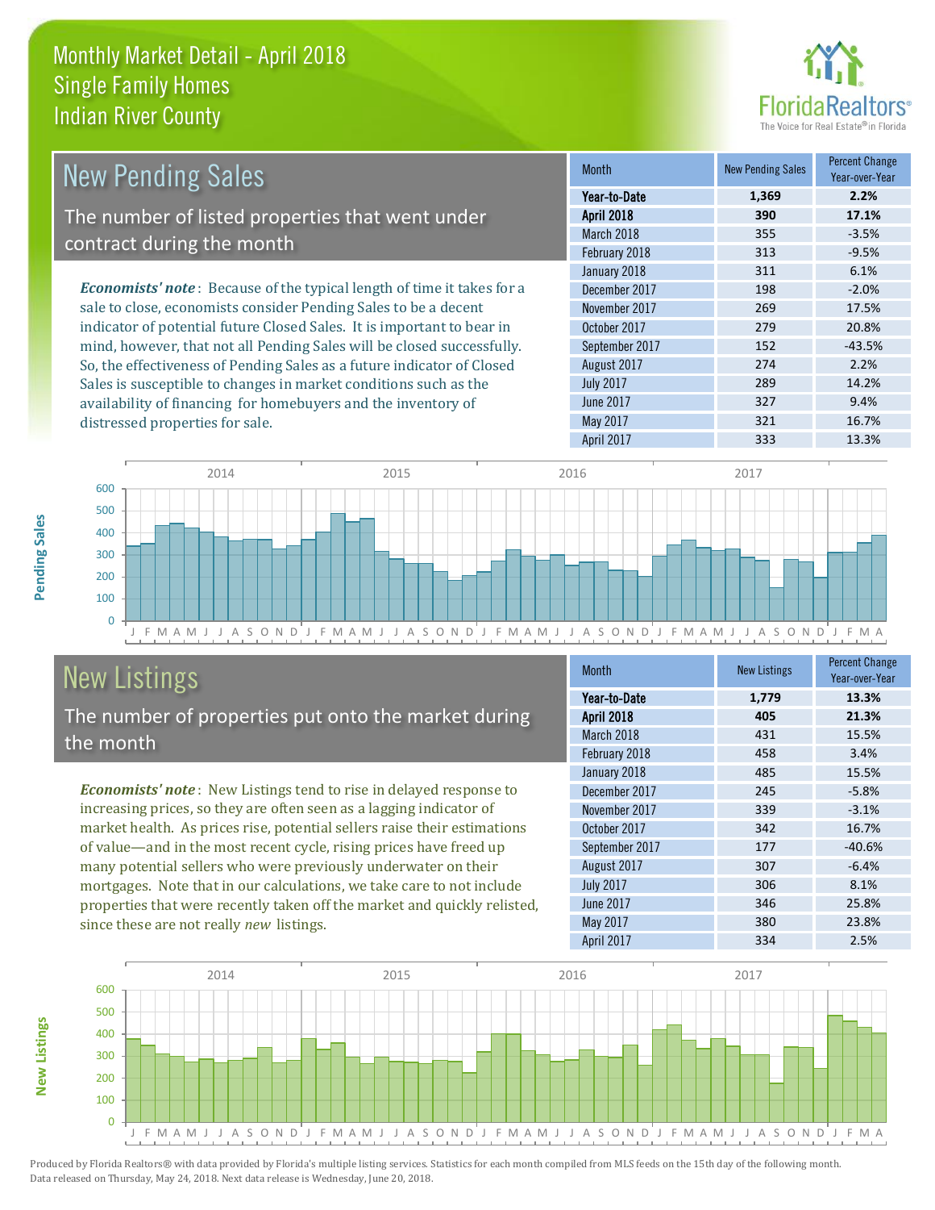# Monthly Market Detail - April 2018
## Single Family Homes
## Indian River County

## New Pending Sales

The number of listed properties that went under contract during the month

***Economists' note***: Because of the typical length of time it takes for a sale to close, economists consider Pending Sales to be a decent indicator of potential future Closed Sales. It is important to bear in mind, however, that not all Pending Sales will be closed successfully. So, the effectiveness of Pending Sales as a future indicator of Closed Sales is susceptible to changes in market conditions such as the availability of financing for homebuyers and the inventory of distressed properties for sale.

| Month | New Pending Sales | Percent Change Year-over-Year |
|---|---|---|
| **Year-to-Date** | **1,369** | **2.2%** |
| **April 2018** | **390** | **17.1%** |
| March 2018 | 355 | -3.5% |
| February 2018 | 313 | -9.5% |
| January 2018 | 311 | 6.1% |
| December 2017 | 198 | -2.0% |
| November 2017 | 269 | 17.5% |
| October 2017 | 279 | 20.8% |
| September 2017 | 152 | -43.5% |
| August 2017 | 274 | 2.2% |
| July 2017 | 289 | 14.2% |
| June 2017 | 327 | 9.4% |
| May 2017 | 321 | 16.7% |
| April 2017 | 333 | 13.3% |

## New Listings

The number of properties put onto the market during the month

***Economists' note***: New Listings tend to rise in delayed response to increasing prices, so they are often seen as a lagging indicator of market health. As prices rise, potential sellers raise their estimations of value—and in the most recent cycle, rising prices have freed up many potential sellers who were previously underwater on their mortgages. Note that in our calculations, we take care to not include properties that were recently taken off the market and quickly relisted, since these are not really *new* listings.

| Month | New Listings | Percent Change Year-over-Year |
|---|---|---|
| **Year-to-Date** | **1,779** | **13.3%** |
| **April 2018** | **405** | **21.3%** |
| March 2018 | 431 | 15.5% |
| February 2018 | 458 | 3.4% |
| January 2018 | 485 | 15.5% |
| December 2017 | 245 | -5.8% |
| November 2017 | 339 | -3.1% |
| October 2017 | 342 | 16.7% |
| September 2017 | 177 | -40.6% |
| August 2017 | 307 | -6.4% |
| July 2017 | 306 | 8.1% |
| June 2017 | 346 | 25.8% |
| May 2017 | 380 | 23.8% |
| April 2017 | 334 | 2.5% |

Produced by Florida Realtors® with data provided by Florida's multiple listing services. Statistics for each month compiled from MLS feeds on the 15th day of the following month. Data released on Thursday, May 24, 2018. Next data release is Wednesday, June 20, 2018.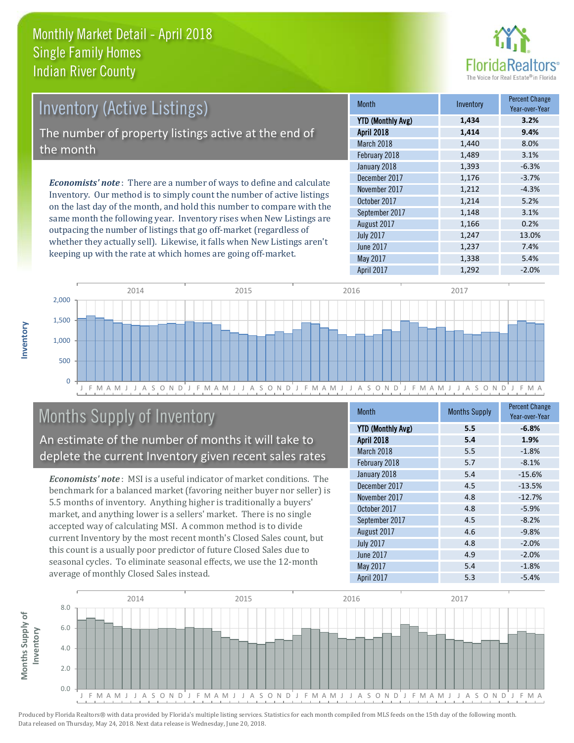# Monthly Market Detail - April 2018
## Single Family Homes
## Indian River County

## Inventory (Active Listings)

The number of property listings active at the end of the month

***Economists' note***: There are a number of ways to define and calculate Inventory. Our method is to simply count the number of active listings on the last day of the month, and hold this number to compare with the same month the following year. Inventory rises when New Listings are outpacing the number of listings that go off-market (regardless of whether they actually sell). Likewise, it falls when New Listings aren't keeping up with the rate at which homes are going off-market.

| Month | Inventory | Percent Change Year-over-Year |
|---|---|---|
| **YTD (Monthly Avg)** | **1,434** | **3.2%** |
| **April 2018** | **1,414** | **9.4%** |
| March 2018 | 1,440 | 8.0% |
| February 2018 | 1,489 | 3.1% |
| January 2018 | 1,393 | -6.3% |
| December 2017 | 1,176 | -3.7% |
| November 2017 | 1,212 | -4.3% |
| October 2017 | 1,214 | 5.2% |
| September 2017 | 1,148 | 3.1% |
| August 2017 | 1,166 | 0.2% |
| July 2017 | 1,247 | 13.0% |
| June 2017 | 1,237 | 7.4% |
| May 2017 | 1,338 | 5.4% |
| April 2017 | 1,292 | -2.0% |

## Months Supply of Inventory

An estimate of the number of months it will take to deplete the current Inventory given recent sales rates

***Economists' note***: MSI is a useful indicator of market conditions. The benchmark for a balanced market (favoring neither buyer nor seller) is 5.5 months of inventory. Anything higher is traditionally a buyers' market, and anything lower is a sellers' market. There is no single accepted way of calculating MSI. A common method is to divide current Inventory by the most recent month's Closed Sales count, but this count is a usually poor predictor of future Closed Sales due to seasonal cycles. To eliminate seasonal effects, we use the 12-month average of monthly Closed Sales instead.

| Month | Months Supply | Percent Change Year-over-Year |
|---|---|---|
| **YTD (Monthly Avg)** | **5.5** | **-6.8%** |
| **April 2018** | **5.4** | **1.9%** |
| March 2018 | 5.5 | -1.8% |
| February 2018 | 5.7 | -8.1% |
| January 2018 | 5.4 | -15.6% |
| December 2017 | 4.5 | -13.5% |
| November 2017 | 4.8 | -12.7% |
| October 2017 | 4.8 | -5.9% |
| September 2017 | 4.5 | -8.2% |
| August 2017 | 4.6 | -9.8% |
| July 2017 | 4.8 | -2.0% |
| June 2017 | 4.9 | -2.0% |
| May 2017 | 5.4 | -1.8% |
| April 2017 | 5.3 | -5.4% |

Produced by Florida Realtors® with data provided by Florida's multiple listing services. Statistics for each month compiled from MLS feeds on the 15th day of the following month. Data released on Thursday, May 24, 2018. Next data release is Wednesday, June 20, 2018.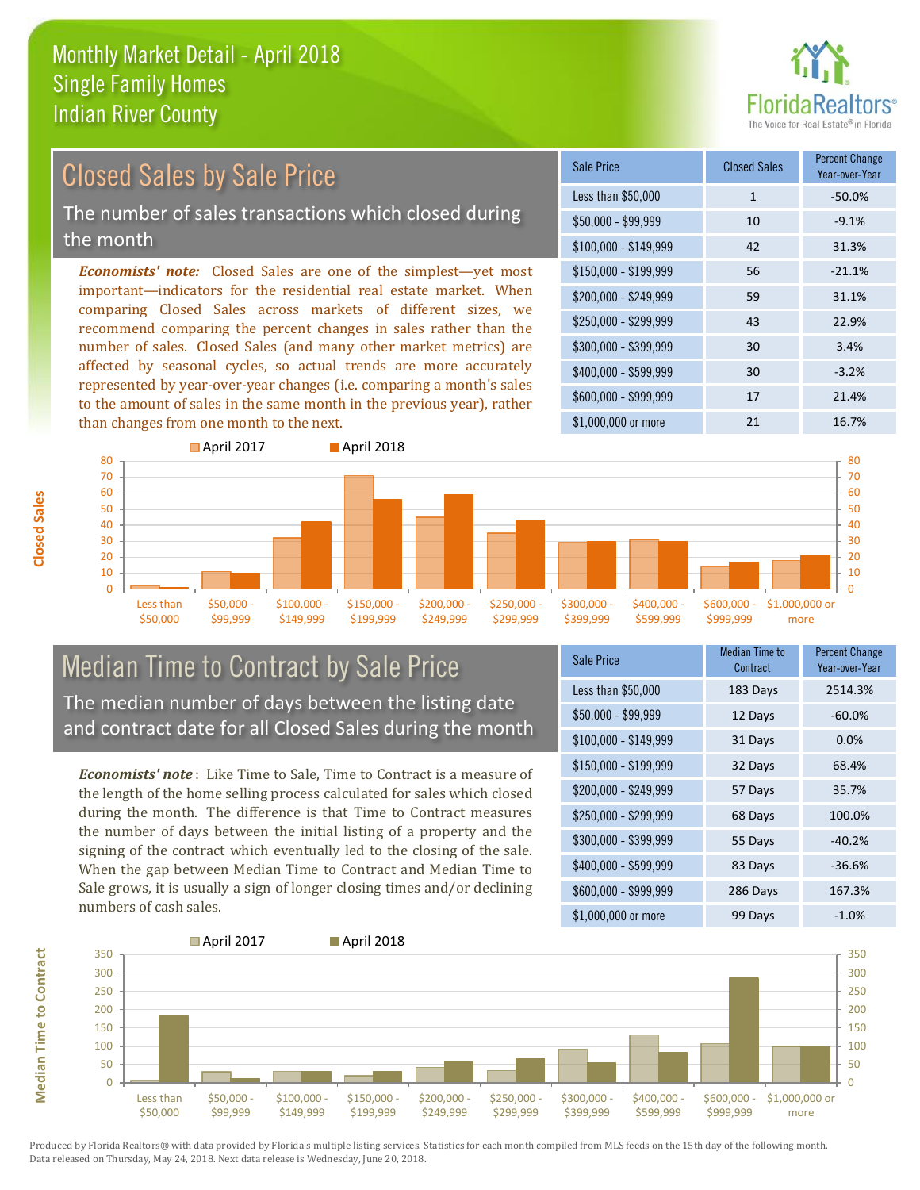# Monthly Market Detail - April 2018
## Single Family Homes
## Indian River County

## Closed Sales by Sale Price

The number of sales transactions which closed during the month

***Economists' note:*** Closed Sales are one of the simplest—yet most important—indicators for the residential real estate market. When comparing Closed Sales across markets of different sizes, we recommend comparing the percent changes in sales rather than the number of sales. Closed Sales (and many other market metrics) are affected by seasonal cycles, so actual trends are more accurately represented by year-over-year changes (i.e. comparing a month's sales to the amount of sales in the same month in the previous year), rather than changes from one month to the next.

| Sale Price | Closed Sales | Percent Change Year-over-Year |
|---|---|---|
| Less than $50,000 | 1 | -50.0% |
| $50,000 - $99,999 | 10 | -9.1% |
| $100,000 - $149,999 | 42 | 31.3% |
| $150,000 - $199,999 | 56 | -21.1% |
| $200,000 - $249,999 | 59 | 31.1% |
| $250,000 - $299,999 | 43 | 22.9% |
| $300,000 - $399,999 | 30 | 3.4% |
| $400,000 - $599,999 | 30 | -3.2% |
| $600,000 - $999,999 | 17 | 21.4% |
| $1,000,000 or more | 21 | 16.7% |

## Median Time to Contract by Sale Price

The median number of days between the listing date and contract date for all Closed Sales during the month

***Economists' note*** : Like Time to Sale, Time to Contract is a measure of the length of the home selling process calculated for sales which closed during the month. The difference is that Time to Contract measures the number of days between the initial listing of a property and the signing of the contract which eventually led to the closing of the sale. When the gap between Median Time to Contract and Median Time to Sale grows, it is usually a sign of longer closing times and/or declining numbers of cash sales.

| Sale Price | Median Time to Contract | Percent Change Year-over-Year |
|---|---|---|
| Less than $50,000 | 183 Days | 2514.3% |
| $50,000 - $99,999 | 12 Days | -60.0% |
| $100,000 - $149,999 | 31 Days | 0.0% |
| $150,000 - $199,999 | 32 Days | 68.4% |
| $200,000 - $249,999 | 57 Days | 35.7% |
| $250,000 - $299,999 | 68 Days | 100.0% |
| $300,000 - $399,999 | 55 Days | -40.2% |
| $400,000 - $599,999 | 83 Days | -36.6% |
| $600,000 - $999,999 | 286 Days | 167.3% |
| $1,000,000 or more | 99 Days | -1.0% |

Produced by Florida Realtors® with data provided by Florida's multiple listing services. Statistics for each month compiled from MLS feeds on the 15th day of the following month. Data released on Thursday, May 24, 2018. Next data release is Wednesday, June 20, 2018.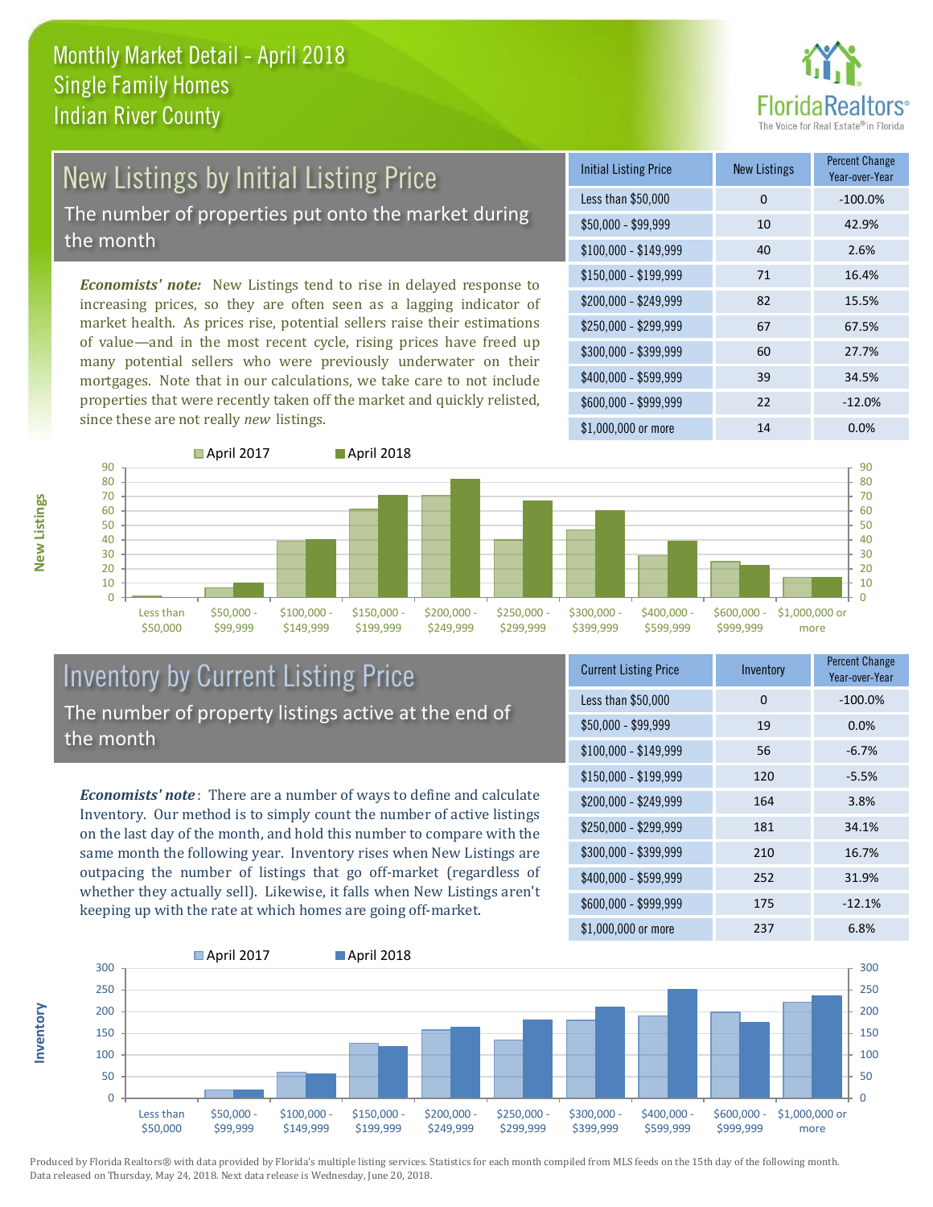# Monthly Market Detail - April 2018
## Single Family Homes
## Indian River County

## New Listings by Initial Listing Price

The number of properties put onto the market during the month

*Economists' note:* New Listings tend to rise in delayed response to increasing prices, so they are often seen as a lagging indicator of market health. As prices rise, potential sellers raise their estimations of value—and in the most recent cycle, rising prices have freed up many potential sellers who were previously underwater on their mortgages. Note that in our calculations, we take care to not include properties that were recently taken off the market and quickly relisted, since these are not really *new* listings.

| Initial Listing Price | New Listings | Percent Change Year-over-Year |
| --- | --- | --- |
| Less than $50,000 | 0 | -100.0% |
| $50,000 - $99,999 | 10 | 42.9% |
| $100,000 - $149,999 | 40 | 2.6% |
| $150,000 - $199,999 | 71 | 16.4% |
| $200,000 - $249,999 | 82 | 15.5% |
| $250,000 - $299,999 | 67 | 67.5% |
| $300,000 - $399,999 | 60 | 27.7% |
| $400,000 - $599,999 | 39 | 34.5% |
| $600,000 - $999,999 | 22 | -12.0% |
| $1,000,000 or more | 14 | 0.0% |

## Inventory by Current Listing Price

The number of property listings active at the end of the month

*Economists' note*: There are a number of ways to define and calculate Inventory. Our method is to simply count the number of active listings on the last day of the month, and hold this number to compare with the same month the following year. Inventory rises when New Listings are outpacing the number of listings that go off-market (regardless of whether they actually sell). Likewise, it falls when New Listings aren't keeping up with the rate at which homes are going off-market.

| Current Listing Price | Inventory | Percent Change Year-over-Year |
| --- | --- | --- |
| Less than $50,000 | 0 | -100.0% |
| $50,000 - $99,999 | 19 | 0.0% |
| $100,000 - $149,999 | 56 | -6.7% |
| $150,000 - $199,999 | 120 | -5.5% |
| $200,000 - $249,999 | 164 | 3.8% |
| $250,000 - $299,999 | 181 | 34.1% |
| $300,000 - $399,999 | 210 | 16.7% |
| $400,000 - $599,999 | 252 | 31.9% |
| $600,000 - $999,999 | 175 | -12.1% |
| $1,000,000 or more | 237 | 6.8% |

Produced by Florida Realtors® with data provided by Florida's multiple listing services. Statistics for each month compiled from MLS feeds on the 15th day of the following month. Data released on Thursday, May 24, 2018. Next data release is Wednesday, June 20, 2018.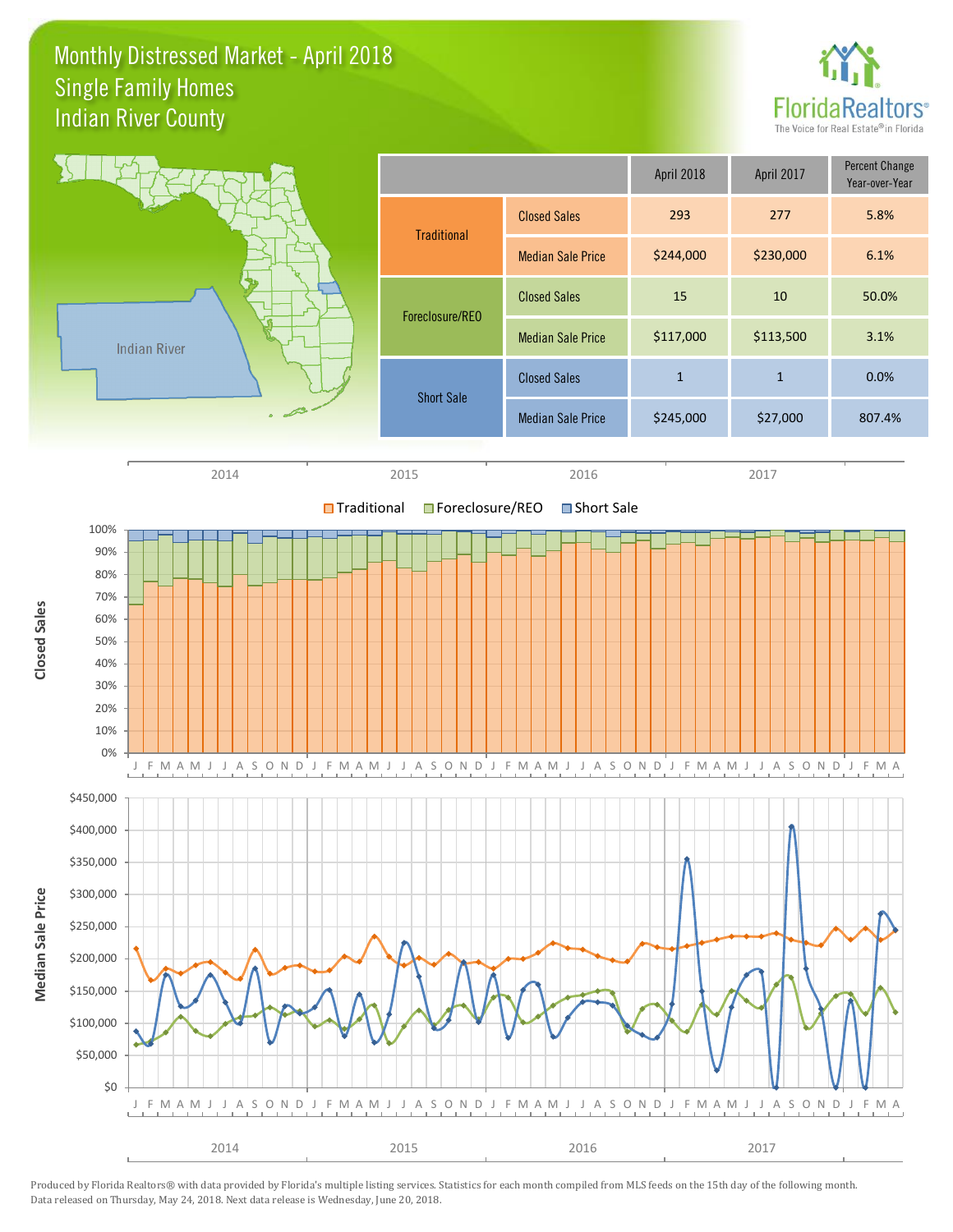# Monthly Distressed Market - April 2018
## Single Family Homes
## Indian River County

FloridaRealtors®
The Voice for Real Estate® in Florida

Indian River

| | | April 2018 | April 2017 | Percent Change Year-over-Year |
|---|---|---|---|---|
| Traditional | Closed Sales | 293 | 277 | 5.8% |
| | Median Sale Price | $244,000 | $230,000 | 6.1% |
| Foreclosure/REO | Closed Sales | 15 | 10 | 50.0% |
| | Median Sale Price | $117,000 | $113,500 | 3.1% |
| Short Sale | Closed Sales | 1 | 1 | 0.0% |
| | Median Sale Price | $245,000 | $27,000 | 807.4% |

2014 2015 2016 2017

Traditional Foreclosure/REO Short Sale

Closed Sales

100% 90% 80% 70% 60% 50% 40% 30% 20% 10% 0%

J F M A M J J A S O N D J F M A M J J A S O N D J F M A M J J A S O N D J F M A M J J A S O N D J F M A

Median Sale Price

$450,000 $400,000 $350,000 $300,000 $250,000 $200,000 $150,000 $100,000 $50,000 $0

J F M A M J J A S O N D J F M A M J J A S O N D J F M A M J J A S O N D J F M A M J J A S O N D J F M A

2014 2015 2016 2017

Produced by Florida Realtors® with data provided by Florida's multiple listing services. Statistics for each month compiled from MLS feeds on the 15th day of the following month. Data released on Thursday, May 24, 2018. Next data release is Wednesday, June 20, 2018.